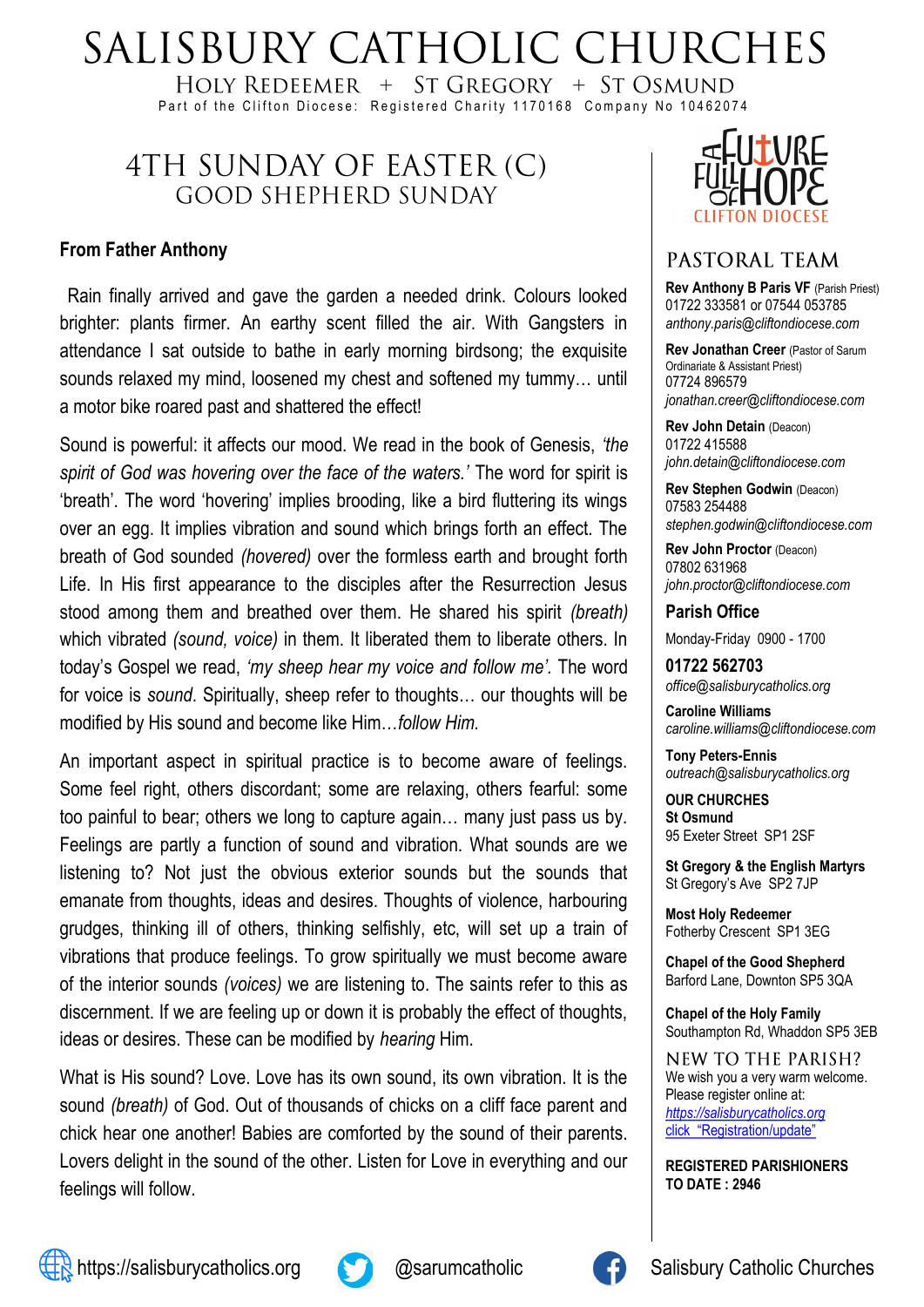# SALISBURY CATHOLIC CHURCHES

HOLY REDEEMER + ST GREGORY + ST OSMUND

Part of the Clifton Diocese: Registered Charity 1170168 Company No 10462074

## 4TH SUNDAY OF EASTER (C)
## GOOD SHEPHERD SUNDAY

### From Father Anthony

Rain finally arrived and gave the garden a needed drink. Colours looked brighter: plants firmer. An earthy scent filled the air. With Gangsters in attendance I sat outside to bathe in early morning birdsong; the exquisite sounds relaxed my mind, loosened my chest and softened my tummy… until a motor bike roared past and shattered the effect!

Sound is powerful: it affects our mood. We read in the book of Genesis, *'the spirit of God was hovering over the face of the waters.'* The word for spirit is 'breath'. The word 'hovering' implies brooding, like a bird fluttering its wings over an egg. It implies vibration and sound which brings forth an effect. The breath of God sounded *(hovered)* over the formless earth and brought forth Life. In His first appearance to the disciples after the Resurrection Jesus stood among them and breathed over them. He shared his spirit *(breath)* which vibrated *(sound, voice)* in them. It liberated them to liberate others. In today's Gospel we read, *'my sheep hear my voice and follow me'.* The word for voice is *sound*. Spiritually, sheep refer to thoughts… our thoughts will be modified by His sound and become like Him…*follow Him.*

An important aspect in spiritual practice is to become aware of feelings. Some feel right, others discordant; some are relaxing, others fearful: some too painful to bear; others we long to capture again… many just pass us by. Feelings are partly a function of sound and vibration. What sounds are we listening to? Not just the obvious exterior sounds but the sounds that emanate from thoughts, ideas and desires. Thoughts of violence, harbouring grudges, thinking ill of others, thinking selfishly, etc, will set up a train of vibrations that produce feelings. To grow spiritually we must become aware of the interior sounds *(voices)* we are listening to. The saints refer to this as discernment. If we are feeling up or down it is probably the effect of thoughts, ideas or desires. These can be modified by *hearing* Him.

What is His sound? Love. Love has its own sound, its own vibration. It is the sound *(breath)* of God. Out of thousands of chicks on a cliff face parent and chick hear one another! Babies are comforted by the sound of their parents. Lovers delight in the sound of the other. Listen for Love in everything and our feelings will follow.

FUTURE FULL OF HOPE
CLIFTON DIOCESE

## PASTORAL TEAM

**Rev Anthony B Paris VF** (Parish Priest)
01722 333581 or 07544 053785
*anthony.paris@cliftondiocese.com*

**Rev Jonathan Creer** (Pastor of Sarum Ordinariate & Assistant Priest)
07724 896579
*jonathan.creer@cliftondiocese.com*

**Rev John Detain** (Deacon)
01722 415588
*john.detain@cliftondiocese.com*

**Rev Stephen Godwin** (Deacon)
07583 254488
*stephen.godwin@cliftondiocese.com*

**Rev John Proctor** (Deacon)
07802 631968
*john.proctor@cliftondiocese.com*

### Parish Office

Monday-Friday 0900 - 1700

**01722 562703**
*office@salisburycatholics.org*

**Caroline Williams**
*caroline.williams@cliftondiocese.com*

**Tony Peters-Ennis**
*outreach@salisburycatholics.org*

**OUR CHURCHES**

**St Osmund**
95 Exeter Street SP1 2SF

**St Gregory & the English Martyrs**
St Gregory's Ave SP2 7JP

**Most Holy Redeemer**
Fotherby Crescent SP1 3EG

**Chapel of the Good Shepherd**
Barford Lane, Downton SP5 3QA

**Chapel of the Holy Family**
Southampton Rd, Whaddon SP5 3EB

## NEW TO THE PARISH?

We wish you a very warm welcome.
Please register online at:
https://salisburycatholics.org
click "Registration/update"

**REGISTERED PARISHIONERS TO DATE : 2946**

https://salisburycatholics.org @sarumcatholic Salisbury Catholic Churches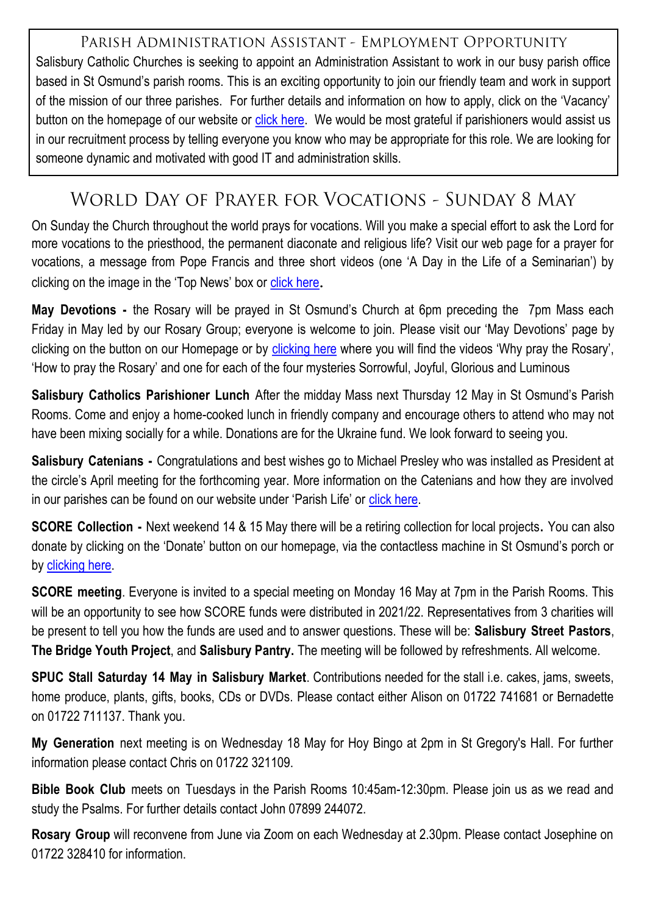## Parish Administration Assistant - Employment Opportunity

Salisbury Catholic Churches is seeking to appoint an Administration Assistant to work in our busy parish office based in St Osmund's parish rooms. This is an exciting opportunity to join our friendly team and work in support of the mission of our three parishes. For further details and information on how to apply, click on the 'Vacancy' button on the homepage of our website or click here. We would be most grateful if parishioners would assist us in our recruitment process by telling everyone you know who may be appropriate for this role. We are looking for someone dynamic and motivated with good IT and administration skills.

## World Day of Prayer for Vocations - Sunday 8 May

On Sunday the Church throughout the world prays for vocations. Will you make a special effort to ask the Lord for more vocations to the priesthood, the permanent diaconate and religious life? Visit our web page for a prayer for vocations, a message from Pope Francis and three short videos (one 'A Day in the Life of a Seminarian') by clicking on the image in the 'Top News' box or click here.

**May Devotions -** the Rosary will be prayed in St Osmund's Church at 6pm preceding the 7pm Mass each Friday in May led by our Rosary Group; everyone is welcome to join. Please visit our 'May Devotions' page by clicking on the button on our Homepage or by clicking here where you will find the videos 'Why pray the Rosary', 'How to pray the Rosary' and one for each of the four mysteries Sorrowful, Joyful, Glorious and Luminous

**Salisbury Catholics Parishioner Lunch** After the midday Mass next Thursday 12 May in St Osmund's Parish Rooms. Come and enjoy a home-cooked lunch in friendly company and encourage others to attend who may not have been mixing socially for a while. Donations are for the Ukraine fund. We look forward to seeing you.

**Salisbury Catenians -** Congratulations and best wishes go to Michael Presley who was installed as President at the circle's April meeting for the forthcoming year. More information on the Catenians and how they are involved in our parishes can be found on our website under 'Parish Life' or click here.

**SCORE Collection -** Next weekend 14 & 15 May there will be a retiring collection for local projects. You can also donate by clicking on the 'Donate' button on our homepage, via the contactless machine in St Osmund's porch or by clicking here.

**SCORE meeting**. Everyone is invited to a special meeting on Monday 16 May at 7pm in the Parish Rooms. This will be an opportunity to see how SCORE funds were distributed in 2021/22. Representatives from 3 charities will be present to tell you how the funds are used and to answer questions. These will be: **Salisbury Street Pastors**, **The Bridge Youth Project**, and **Salisbury Pantry.** The meeting will be followed by refreshments. All welcome.

**SPUC Stall Saturday 14 May in Salisbury Market**. Contributions needed for the stall i.e. cakes, jams, sweets, home produce, plants, gifts, books, CDs or DVDs. Please contact either Alison on 01722 741681 or Bernadette on 01722 711137. Thank you.

**My Generation** next meeting is on Wednesday 18 May for Hoy Bingo at 2pm in St Gregory's Hall. For further information please contact Chris on 01722 321109.

**Bible Book Club** meets on Tuesdays in the Parish Rooms 10:45am-12:30pm. Please join us as we read and study the Psalms. For further details contact John 07899 244072.

**Rosary Group** will reconvene from June via Zoom on each Wednesday at 2.30pm. Please contact Josephine on 01722 328410 for information.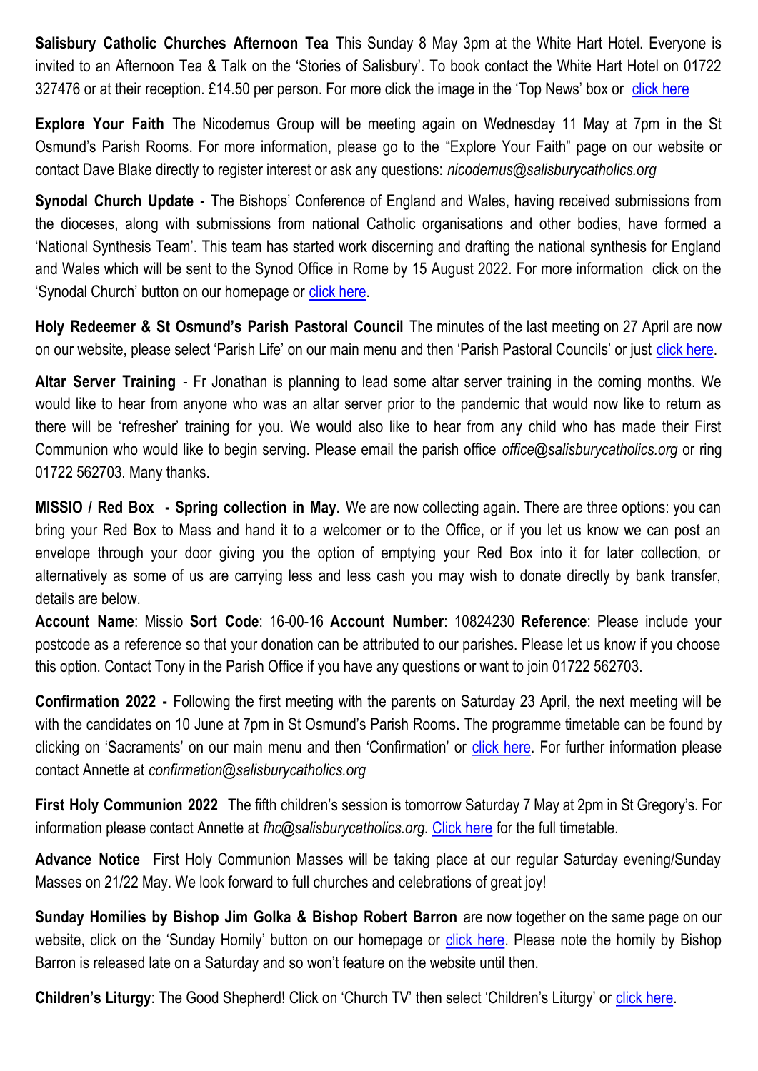**Salisbury Catholic Churches Afternoon Tea** This Sunday 8 May 3pm at the White Hart Hotel. Everyone is invited to an Afternoon Tea & Talk on the 'Stories of Salisbury'. To book contact the White Hart Hotel on 01722 327476 or at their reception. £14.50 per person. For more click the image in the 'Top News' box or click here

**Explore Your Faith** The Nicodemus Group will be meeting again on Wednesday 11 May at 7pm in the St Osmund's Parish Rooms. For more information, please go to the "Explore Your Faith" page on our website or contact Dave Blake directly to register interest or ask any questions: *nicodemus@salisburycatholics.org*

**Synodal Church Update -** The Bishops' Conference of England and Wales, having received submissions from the dioceses, along with submissions from national Catholic organisations and other bodies, have formed a 'National Synthesis Team'. This team has started work discerning and drafting the national synthesis for England and Wales which will be sent to the Synod Office in Rome by 15 August 2022. For more information click on the 'Synodal Church' button on our homepage or click here.

**Holy Redeemer & St Osmund's Parish Pastoral Council** The minutes of the last meeting on 27 April are now on our website, please select 'Parish Life' on our main menu and then 'Parish Pastoral Councils' or just click here.

**Altar Server Training** - Fr Jonathan is planning to lead some altar server training in the coming months. We would like to hear from anyone who was an altar server prior to the pandemic that would now like to return as there will be 'refresher' training for you. We would also like to hear from any child who has made their First Communion who would like to begin serving. Please email the parish office *office@salisburycatholics.org* or ring 01722 562703. Many thanks.

**MISSIO / Red Box - Spring collection in May.** We are now collecting again. There are three options: you can bring your Red Box to Mass and hand it to a welcomer or to the Office, or if you let us know we can post an envelope through your door giving you the option of emptying your Red Box into it for later collection, or alternatively as some of us are carrying less and less cash you may wish to donate directly by bank transfer, details are below.

**Account Name**: Missio **Sort Code**: 16-00-16 **Account Number**: 10824230 **Reference**: Please include your postcode as a reference so that your donation can be attributed to our parishes. Please let us know if you choose this option. Contact Tony in the Parish Office if you have any questions or want to join 01722 562703.

**Confirmation 2022 -** Following the first meeting with the parents on Saturday 23 April, the next meeting will be with the candidates on 10 June at 7pm in St Osmund's Parish Rooms**.** The programme timetable can be found by clicking on 'Sacraments' on our main menu and then 'Confirmation' or click here. For further information please contact Annette at *confirmation@salisburycatholics.org*

**First Holy Communion 2022** The fifth children's session is tomorrow Saturday 7 May at 2pm in St Gregory's. For information please contact Annette at *fhc@salisburycatholics.org.* Click here for the full timetable.

**Advance Notice** First Holy Communion Masses will be taking place at our regular Saturday evening/Sunday Masses on 21/22 May. We look forward to full churches and celebrations of great joy!

**Sunday Homilies by Bishop Jim Golka & Bishop Robert Barron** are now together on the same page on our website, click on the 'Sunday Homily' button on our homepage or click here. Please note the homily by Bishop Barron is released late on a Saturday and so won't feature on the website until then.

**Children's Liturgy**: The Good Shepherd! Click on 'Church TV' then select 'Children's Liturgy' or click here.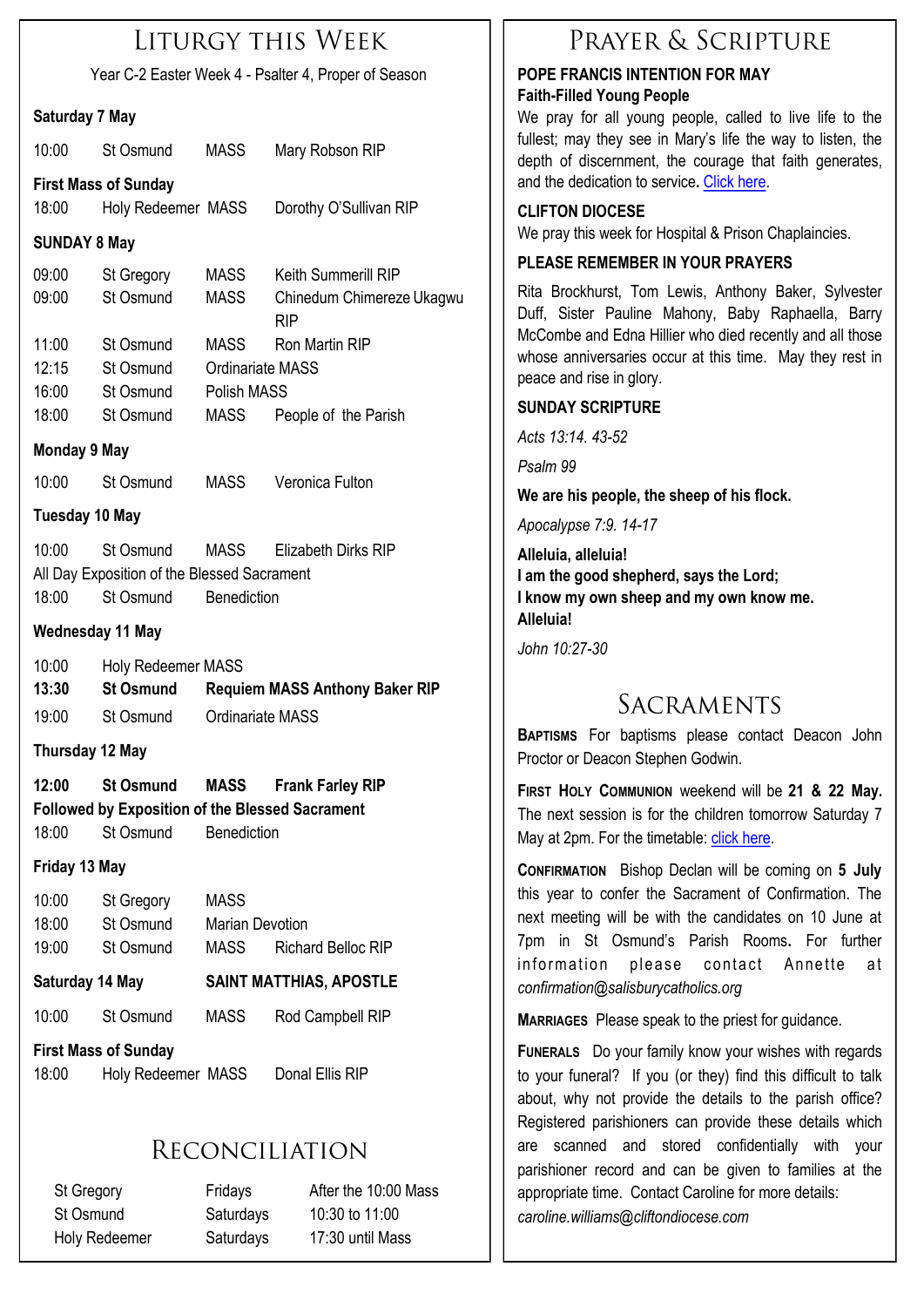# Liturgy this Week

Year C-2 Easter Week 4 - Psalter 4, Proper of Season

**Saturday 7 May**

| | | | |
|---|---|---|---|
| 10:00 | St Osmund | MASS | Mary Robson RIP |

**First Mass of Sunday**

| | | | |
|---|---|---|---|
| 18:00 | Holy Redeemer | MASS | Dorothy O'Sullivan RIP |

**SUNDAY 8 May**

| | | | |
|---|---|---|---|
| 09:00 | St Gregory | MASS | Keith Summerill RIP |
| 09:00 | St Osmund | MASS | Chinedum Chimereze Ukagwu RIP |
| 11:00 | St Osmund | MASS | Ron Martin RIP |
| 12:15 | St Osmund | Ordinariate MASS | |
| 16:00 | St Osmund | Polish MASS | |
| 18:00 | St Osmund | MASS | People of the Parish |

**Monday 9 May**

| | | | |
|---|---|---|---|
| 10:00 | St Osmund | MASS | Veronica Fulton |

**Tuesday 10 May**

| | | | |
|---|---|---|---|
| 10:00 | St Osmund | MASS | Elizabeth Dirks RIP |

All Day Exposition of the Blessed Sacrament

| | | |
|---|---|---|
| 18:00 | St Osmund | Benediction |

**Wednesday 11 May**

| | | |
|---|---|---|
| 10:00 | Holy Redeemer | MASS |
| **13:30** | **St Osmund** | **Requiem MASS Anthony Baker RIP** |
| 19:00 | St Osmund | Ordinariate MASS |

**Thursday 12 May**

| | | | |
|---|---|---|---|
| **12:00** | **St Osmund** | **MASS** | **Frank Farley RIP** |

**Followed by Exposition of the Blessed Sacrament**

| | | |
|---|---|---|
| 18:00 | St Osmund | Benediction |

**Friday 13 May**

| | | | |
|---|---|---|---|
| 10:00 | St Gregory | MASS | |
| 18:00 | St Osmund | Marian Devotion | |
| 19:00 | St Osmund | MASS | Richard Belloc RIP |

**Saturday 14 May** **SAINT MATTHIAS, APOSTLE**

| | | | |
|---|---|---|---|
| 10:00 | St Osmund | MASS | Rod Campbell RIP |

**First Mass of Sunday**

| | | | |
|---|---|---|---|
| 18:00 | Holy Redeemer | MASS | Donal Ellis RIP |

# Reconciliation

| | | |
|---|---|---|
| St Gregory | Fridays | After the 10:00 Mass |
| St Osmund | Saturdays | 10:30 to 11:00 |
| Holy Redeemer | Saturdays | 17:30 until Mass |

# Prayer & Scripture

**POPE FRANCIS INTENTION FOR MAY**
**Faith-Filled Young People**

We pray for all young people, called to live life to the fullest; may they see in Mary's life the way to listen, the depth of discernment, the courage that faith generates, and the dedication to service**.** Click here.

**CLIFTON DIOCESE**

We pray this week for Hospital & Prison Chaplaincies.

**PLEASE REMEMBER IN YOUR PRAYERS**

Rita Brockhurst, Tom Lewis, Anthony Baker, Sylvester Duff, Sister Pauline Mahony, Baby Raphaella, Barry McCombe and Edna Hillier who died recently and all those whose anniversaries occur at this time. May they rest in peace and rise in glory.

**SUNDAY SCRIPTURE**

*Acts 13:14. 43-52*

*Psalm 99*

**We are his people, the sheep of his flock.**

*Apocalypse 7:9. 14-17*

**Alleluia, alleluia!**
**I am the good shepherd, says the Lord;**
**I know my own sheep and my own know me.**
**Alleluia!**

*John 10:27-30*

# Sacraments

**Baptisms** For baptisms please contact Deacon John Proctor or Deacon Stephen Godwin.

**First Holy Communion** weekend will be **21 & 22 May.** The next session is for the children tomorrow Saturday 7 May at 2pm. For the timetable: click here.

**Confirmation** Bishop Declan will be coming on **5 July** this year to confer the Sacrament of Confirmation. The next meeting will be with the candidates on 10 June at 7pm in St Osmund's Parish Rooms**.** For further information please contact Annette at *confirmation@salisburycatholics.org*

**Marriages** Please speak to the priest for guidance.

**Funerals** Do your family know your wishes with regards to your funeral? If you (or they) find this difficult to talk about, why not provide the details to the parish office? Registered parishioners can provide these details which are scanned and stored confidentially with your parishioner record and can be given to families at the appropriate time. Contact Caroline for more details: *caroline.williams@cliftondiocese.com*